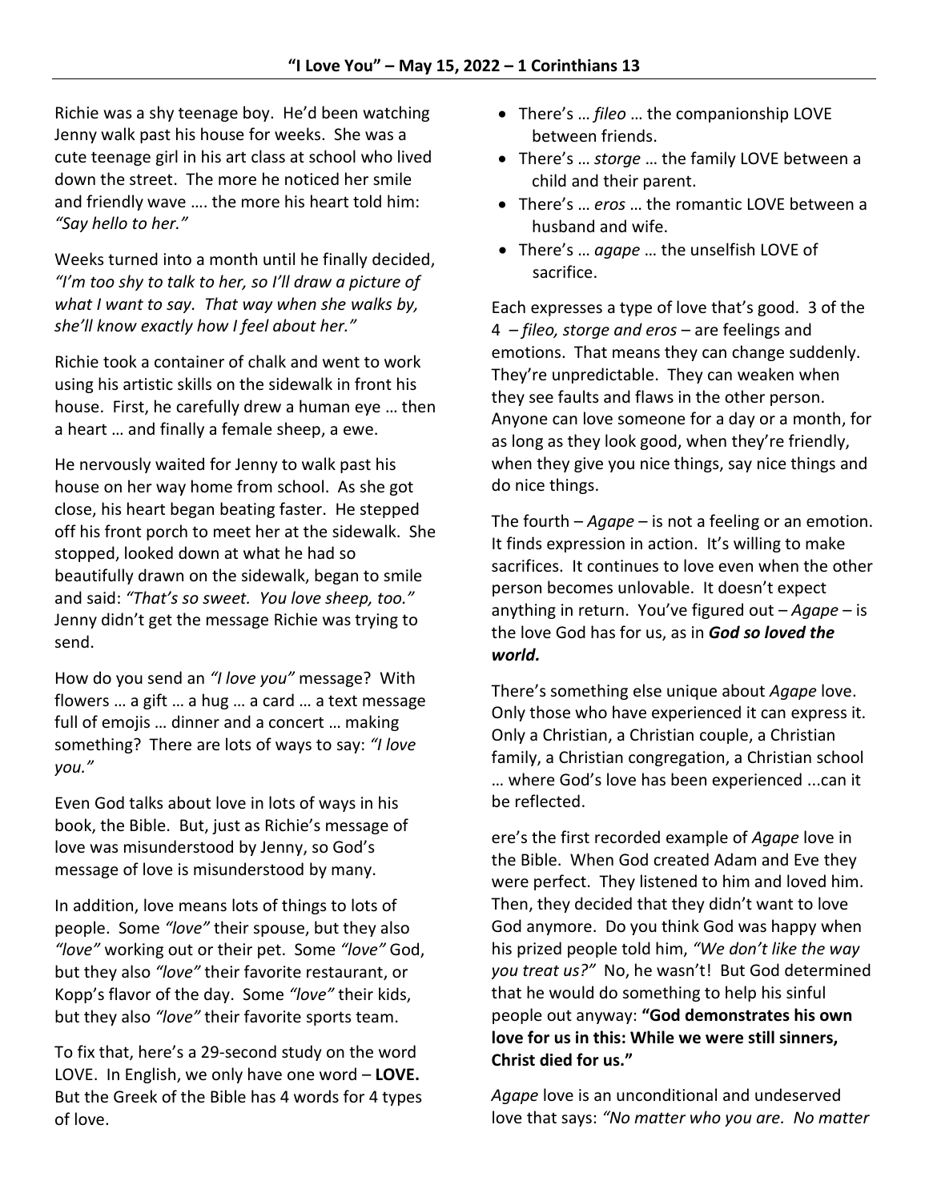**"I Love You" – May 15, 2022 – 1 Corinthians 13**

Richie was a shy teenage boy. He'd been watching Jenny walk past his house for weeks. She was a cute teenage girl in his art class at school who lived down the street. The more he noticed her smile and friendly wave …. the more his heart told him: *"Say hello to her."*

Weeks turned into a month until he finally decided, *"I'm too shy to talk to her, so I'll draw a picture of what I want to say. That way when she walks by, she'll know exactly how I feel about her."*

Richie took a container of chalk and went to work using his artistic skills on the sidewalk in front his house. First, he carefully drew a human eye … then a heart … and finally a female sheep, a ewe.

He nervously waited for Jenny to walk past his house on her way home from school. As she got close, his heart began beating faster. He stepped off his front porch to meet her at the sidewalk. She stopped, looked down at what he had so beautifully drawn on the sidewalk, began to smile and said: *"That's so sweet. You love sheep, too."* Jenny didn't get the message Richie was trying to send.

How do you send an *"I love you"* message? With flowers … a gift … a hug … a card … a text message full of emojis … dinner and a concert … making something? There are lots of ways to say: *"I love you."*

Even God talks about love in lots of ways in his book, the Bible. But, just as Richie's message of love was misunderstood by Jenny, so God's message of love is misunderstood by many.

In addition, love means lots of things to lots of people. Some *"love"* their spouse, but they also *"love"* working out or their pet. Some *"love"* God, but they also *"love"* their favorite restaurant, or Kopp's flavor of the day. Some *"love"* their kids, but they also *"love"* their favorite sports team.

To fix that, here's a 29-second study on the word LOVE. In English, we only have one word – **LOVE.** But the Greek of the Bible has 4 words for 4 types of love.

- There's … *fileo* … the companionship LOVE between friends.
- There's … *storge* … the family LOVE between a child and their parent.
- There's … *eros* … the romantic LOVE between a husband and wife.
- There's … *agape* … the unselfish LOVE of sacrifice.

Each expresses a type of love that's good. 3 of the 4 – *fileo, storge and eros* – are feelings and emotions. That means they can change suddenly. They're unpredictable. They can weaken when they see faults and flaws in the other person. Anyone can love someone for a day or a month, for as long as they look good, when they're friendly, when they give you nice things, say nice things and do nice things.

The fourth – *Agape* – is not a feeling or an emotion. It finds expression in action. It's willing to make sacrifices. It continues to love even when the other person becomes unlovable. It doesn't expect anything in return. You've figured out – *Agape* – is the love God has for us, as in ***God so loved the world.***

There's something else unique about *Agape* love. Only those who have experienced it can express it. Only a Christian, a Christian couple, a Christian family, a Christian congregation, a Christian school … where God's love has been experienced ...can it be reflected.

ere's the first recorded example of *Agape* love in the Bible. When God created Adam and Eve they were perfect. They listened to him and loved him. Then, they decided that they didn't want to love God anymore. Do you think God was happy when his prized people told him, *"We don't like the way you treat us?"* No, he wasn't! But God determined that he would do something to help his sinful people out anyway: **"God demonstrates his own love for us in this: While we were still sinners, Christ died for us."**

*Agape* love is an unconditional and undeserved love that says: *"No matter who you are. No matter*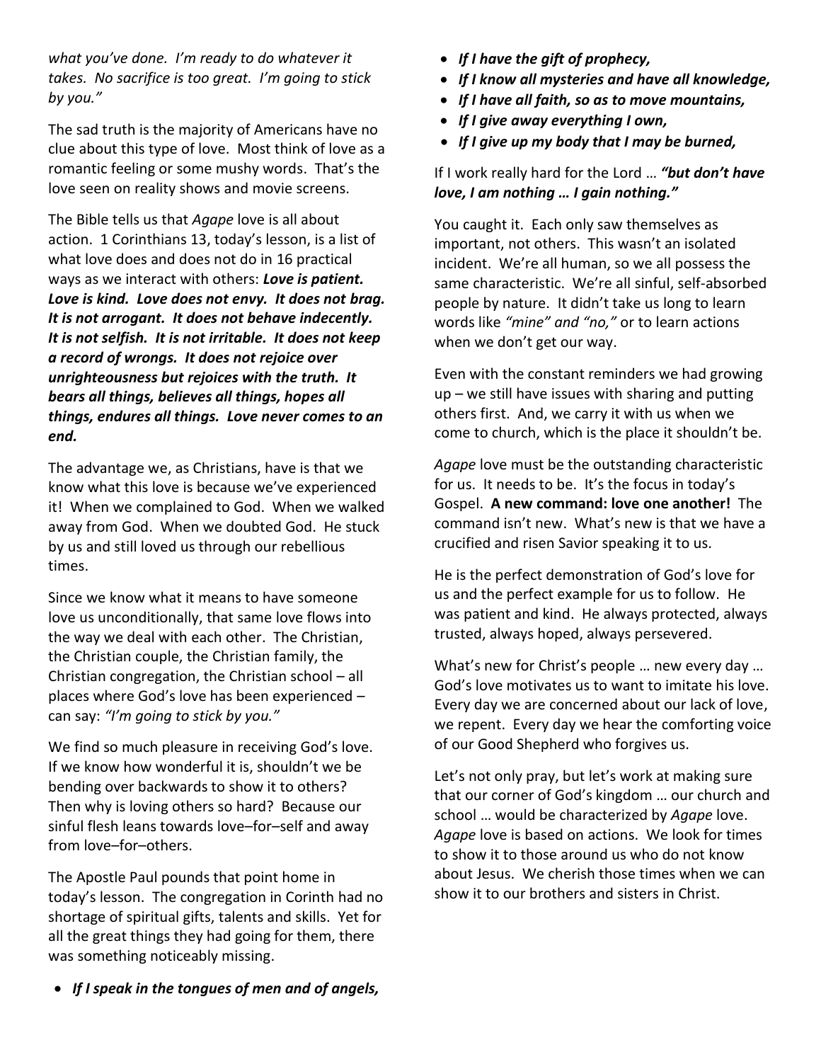*what you've done. I'm ready to do whatever it takes. No sacrifice is too great. I'm going to stick by you."*

The sad truth is the majority of Americans have no clue about this type of love. Most think of love as a romantic feeling or some mushy words. That's the love seen on reality shows and movie screens.

The Bible tells us that *Agape* love is all about action. 1 Corinthians 13, today's lesson, is a list of what love does and does not do in 16 practical ways as we interact with others: ***Love is patient. Love is kind. Love does not envy. It does not brag. It is not arrogant. It does not behave indecently. It is not selfish. It is not irritable. It does not keep a record of wrongs. It does not rejoice over unrighteousness but rejoices with the truth. It bears all things, believes all things, hopes all things, endures all things. Love never comes to an end.***

The advantage we, as Christians, have is that we know what this love is because we've experienced it! When we complained to God. When we walked away from God. When we doubted God. He stuck by us and still loved us through our rebellious times.

Since we know what it means to have someone love us unconditionally, that same love flows into the way we deal with each other. The Christian, the Christian couple, the Christian family, the Christian congregation, the Christian school – all places where God's love has been experienced – can say: *"I'm going to stick by you."*

We find so much pleasure in receiving God's love. If we know how wonderful it is, shouldn't we be bending over backwards to show it to others? Then why is loving others so hard? Because our sinful flesh leans towards love–for–self and away from love–for–others.

The Apostle Paul pounds that point home in today's lesson. The congregation in Corinth had no shortage of spiritual gifts, talents and skills. Yet for all the great things they had going for them, there was something noticeably missing.

- ***If I speak in the tongues of men and of angels,***
- ***If I have the gift of prophecy,***
- ***If I know all mysteries and have all knowledge,***
- ***If I have all faith, so as to move mountains,***
- ***If I give away everything I own,***
- ***If I give up my body that I may be burned,***

If I work really hard for the Lord … ***"but don't have love, I am nothing … I gain nothing."***

You caught it. Each only saw themselves as important, not others. This wasn't an isolated incident. We're all human, so we all possess the same characteristic. We're all sinful, self-absorbed people by nature. It didn't take us long to learn words like *"mine" and "no,"* or to learn actions when we don't get our way.

Even with the constant reminders we had growing up – we still have issues with sharing and putting others first. And, we carry it with us when we come to church, which is the place it shouldn't be.

*Agape* love must be the outstanding characteristic for us. It needs to be. It's the focus in today's Gospel. **A new command: love one another!** The command isn't new. What's new is that we have a crucified and risen Savior speaking it to us.

He is the perfect demonstration of God's love for us and the perfect example for us to follow. He was patient and kind. He always protected, always trusted, always hoped, always persevered.

What's new for Christ's people … new every day … God's love motivates us to want to imitate his love. Every day we are concerned about our lack of love, we repent. Every day we hear the comforting voice of our Good Shepherd who forgives us.

Let's not only pray, but let's work at making sure that our corner of God's kingdom … our church and school … would be characterized by *Agape* love. *Agape* love is based on actions. We look for times to show it to those around us who do not know about Jesus. We cherish those times when we can show it to our brothers and sisters in Christ.